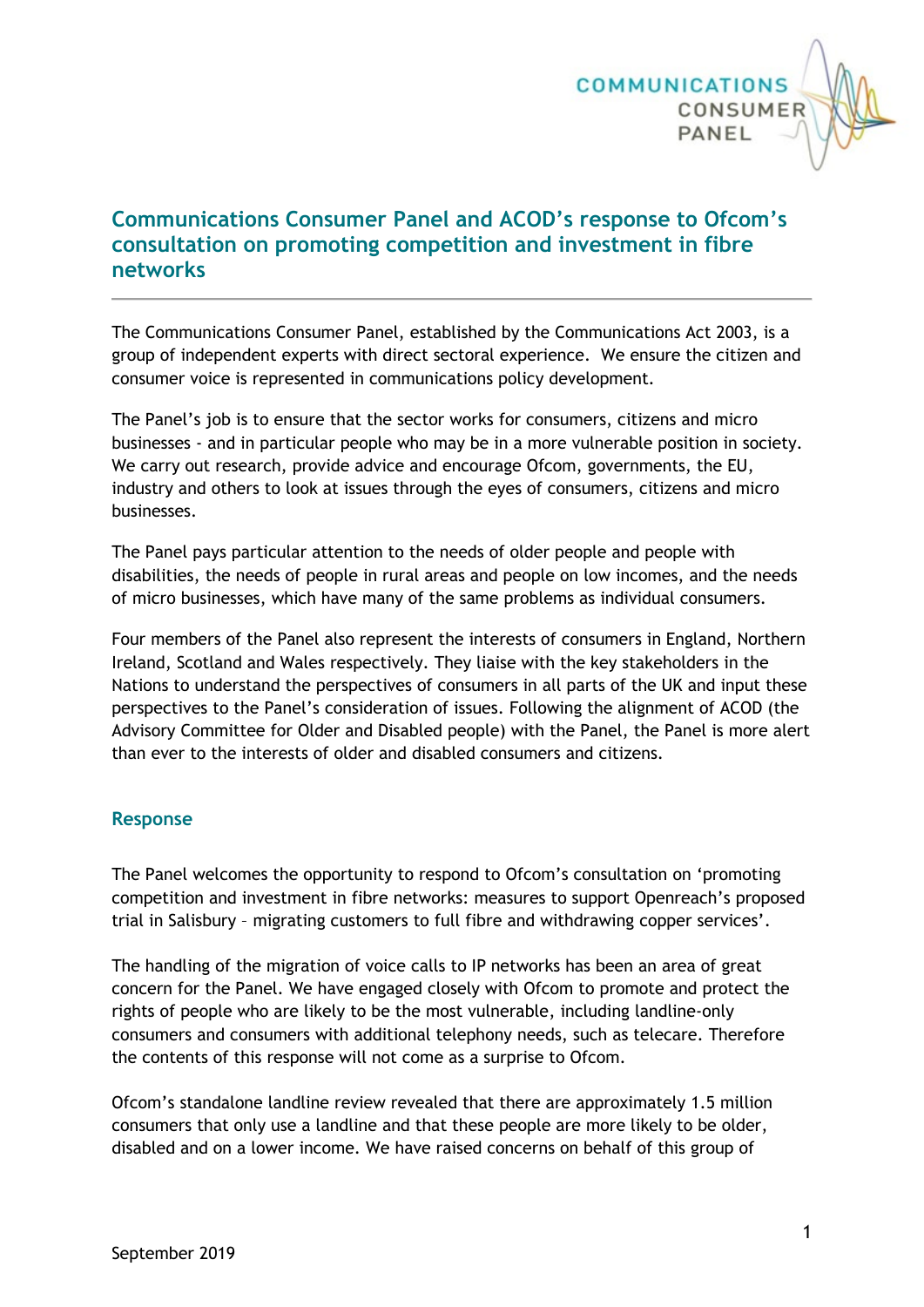# Communications Consumer Panel and ACOD's response to Ofcom's consultation on promoting competition and investment in fibre networks

The Communications Consumer Panel, established by the Communications Act 2003, is a group of independent experts with direct sectoral experience. We ensure the citizen and consumer voice is represented in communications policy development.

The Panel's job is to ensure that the sector works for consumers, citizens and micro businesses - and in particular people who may be in a more vulnerable position in society. We carry out research, provide advice and encourage Ofcom, governments, the EU, industry and others to look at issues through the eyes of consumers, citizens and micro businesses.

The Panel pays particular attention to the needs of older people and people with disabilities, the needs of people in rural areas and people on low incomes, and the needs of micro businesses, which have many of the same problems as individual consumers.

Four members of the Panel also represent the interests of consumers in England, Northern Ireland, Scotland and Wales respectively. They liaise with the key stakeholders in the Nations to understand the perspectives of consumers in all parts of the UK and input these perspectives to the Panel's consideration of issues. Following the alignment of ACOD (the Advisory Committee for Older and Disabled people) with the Panel, the Panel is more alert than ever to the interests of older and disabled consumers and citizens.

## Response

The Panel welcomes the opportunity to respond to Ofcom's consultation on 'promoting competition and investment in fibre networks: measures to support Openreach's proposed trial in Salisbury – migrating customers to full fibre and withdrawing copper services'.

The handling of the migration of voice calls to IP networks has been an area of great concern for the Panel. We have engaged closely with Ofcom to promote and protect the rights of people who are likely to be the most vulnerable, including landline-only consumers and consumers with additional telephony needs, such as telecare. Therefore the contents of this response will not come as a surprise to Ofcom.

Ofcom's standalone landline review revealed that there are approximately 1.5 million consumers that only use a landline and that these people are more likely to be older, disabled and on a lower income. We have raised concerns on behalf of this group of

September 2019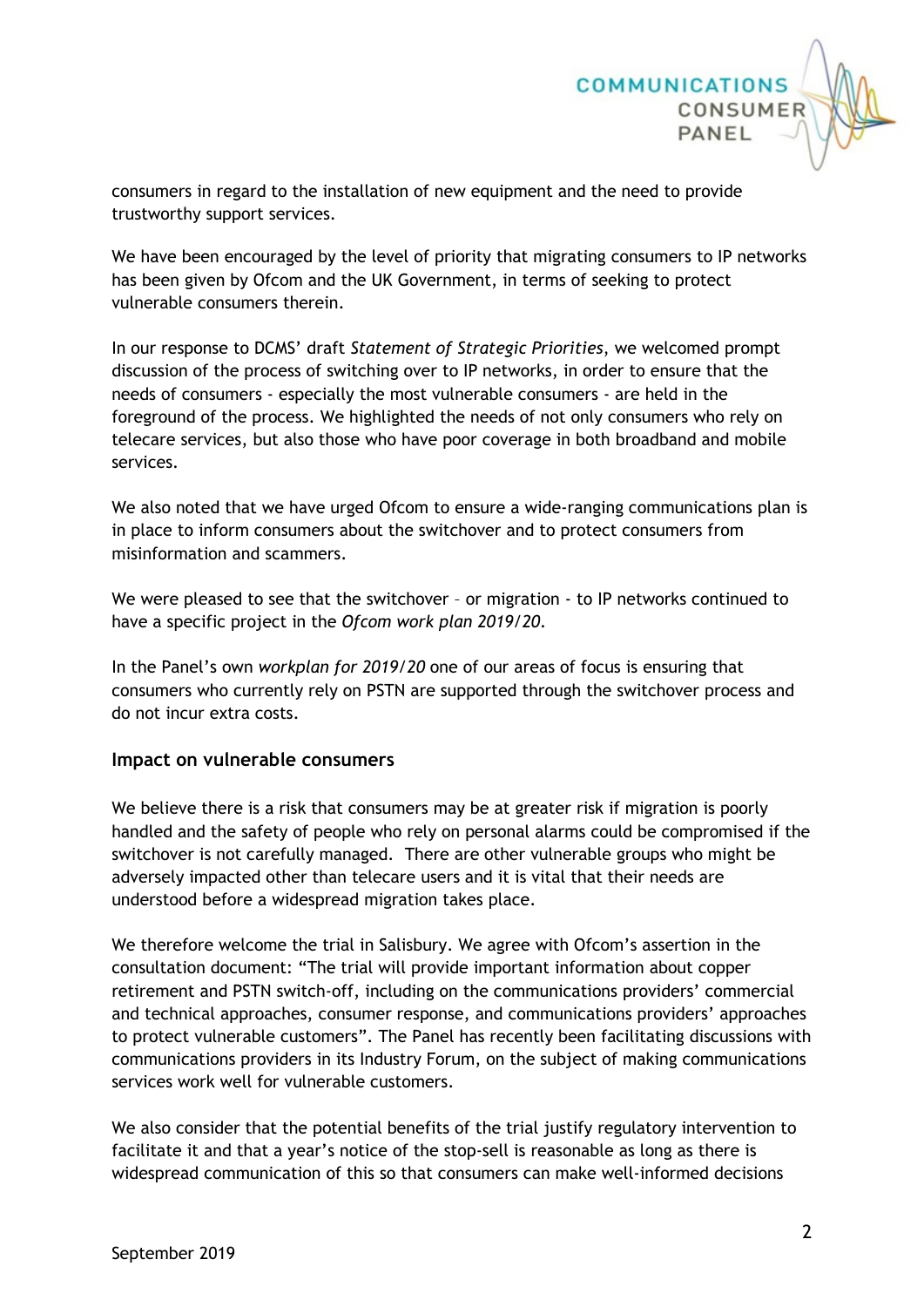consumers in regard to the installation of new equipment and the need to provide trustworthy support services.

We have been encouraged by the level of priority that migrating consumers to IP networks has been given by Ofcom and the UK Government, in terms of seeking to protect vulnerable consumers therein.

In our response to DCMS' draft *Statement of Strategic Priorities*, we welcomed prompt discussion of the process of switching over to IP networks, in order to ensure that the needs of consumers - especially the most vulnerable consumers - are held in the foreground of the process. We highlighted the needs of not only consumers who rely on telecare services, but also those who have poor coverage in both broadband and mobile services.

We also noted that we have urged Ofcom to ensure a wide-ranging communications plan is in place to inform consumers about the switchover and to protect consumers from misinformation and scammers.

We were pleased to see that the switchover – or migration - to IP networks continued to have a specific project in the *Ofcom work plan 2019/20*.

In the Panel's own *workplan for 2019/20* one of our areas of focus is ensuring that consumers who currently rely on PSTN are supported through the switchover process and do not incur extra costs.

### Impact on vulnerable consumers

We believe there is a risk that consumers may be at greater risk if migration is poorly handled and the safety of people who rely on personal alarms could be compromised if the switchover is not carefully managed. There are other vulnerable groups who might be adversely impacted other than telecare users and it is vital that their needs are understood before a widespread migration takes place.

We therefore welcome the trial in Salisbury. We agree with Ofcom's assertion in the consultation document: "The trial will provide important information about copper retirement and PSTN switch-off, including on the communications providers' commercial and technical approaches, consumer response, and communications providers' approaches to protect vulnerable customers". The Panel has recently been facilitating discussions with communications providers in its Industry Forum, on the subject of making communications services work well for vulnerable customers.

We also consider that the potential benefits of the trial justify regulatory intervention to facilitate it and that a year's notice of the stop-sell is reasonable as long as there is widespread communication of this so that consumers can make well-informed decisions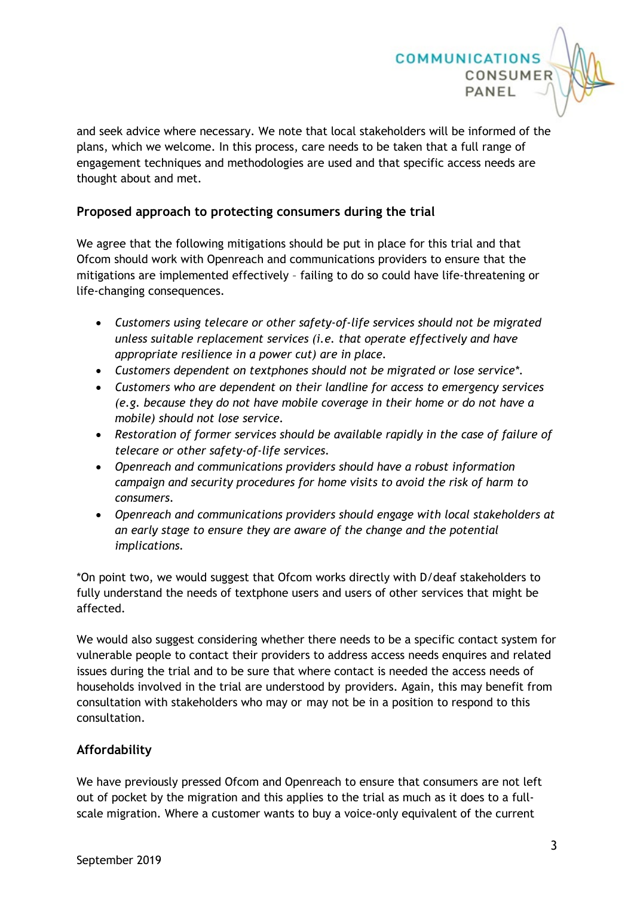and seek advice where necessary. We note that local stakeholders will be informed of the plans, which we welcome. In this process, care needs to be taken that a full range of engagement techniques and methodologies are used and that specific access needs are thought about and met.

### Proposed approach to protecting consumers during the trial

We agree that the following mitigations should be put in place for this trial and that Ofcom should work with Openreach and communications providers to ensure that the mitigations are implemented effectively – failing to do so could have life-threatening or life-changing consequences.

- *Customers using telecare or other safety-of-life services should not be migrated unless suitable replacement services (i.e. that operate effectively and have appropriate resilience in a power cut) are in place.*
- *Customers dependent on textphones should not be migrated or lose service\*.*
- *Customers who are dependent on their landline for access to emergency services (e.g. because they do not have mobile coverage in their home or do not have a mobile) should not lose service.*
- *Restoration of former services should be available rapidly in the case of failure of telecare or other safety-of-life services.*
- *Openreach and communications providers should have a robust information campaign and security procedures for home visits to avoid the risk of harm to consumers.*
- *Openreach and communications providers should engage with local stakeholders at an early stage to ensure they are aware of the change and the potential implications.*

*On point two, we would suggest that Ofcom works directly with D/deaf stakeholders to fully understand the needs of textphone users and users of other services that might be affected.

We would also suggest considering whether there needs to be a specific contact system for vulnerable people to contact their providers to address access needs enquires and related issues during the trial and to be sure that where contact is needed the access needs of households involved in the trial are understood by providers. Again, this may benefit from consultation with stakeholders who may or may not be in a position to respond to this consultation.

### Affordability

We have previously pressed Ofcom and Openreach to ensure that consumers are not left out of pocket by the migration and this applies to the trial as much as it does to a full-scale migration. Where a customer wants to buy a voice-only equivalent of the current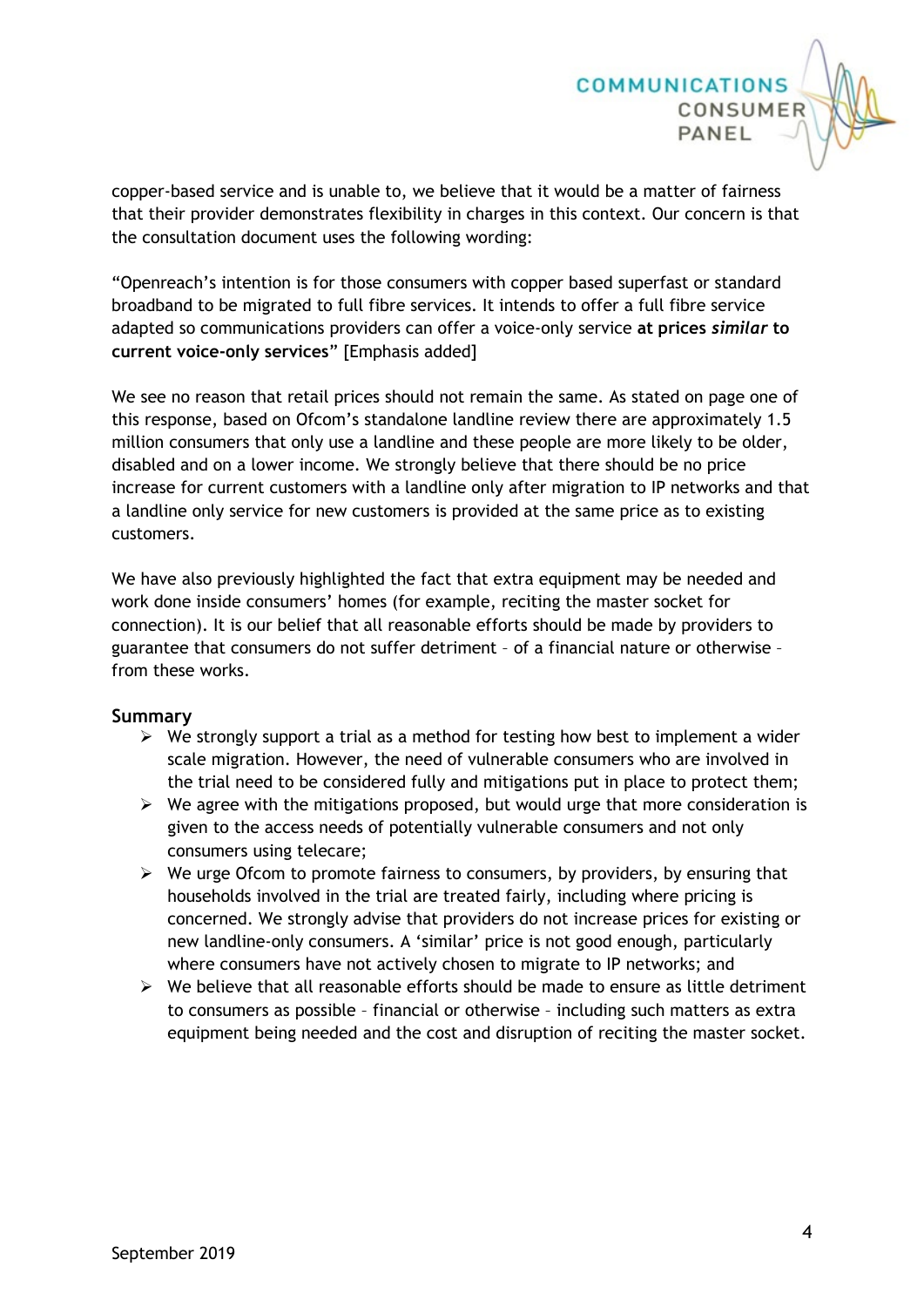copper-based service and is unable to, we believe that it would be a matter of fairness that their provider demonstrates flexibility in charges in this context. Our concern is that the consultation document uses the following wording:

"Openreach's intention is for those consumers with copper based superfast or standard broadband to be migrated to full fibre services. It intends to offer a full fibre service adapted so communications providers can offer a voice-only service **at prices *similar* to current voice-only services**" [Emphasis added]

We see no reason that retail prices should not remain the same. As stated on page one of this response, based on Ofcom's standalone landline review there are approximately 1.5 million consumers that only use a landline and these people are more likely to be older, disabled and on a lower income. We strongly believe that there should be no price increase for current customers with a landline only after migration to IP networks and that a landline only service for new customers is provided at the same price as to existing customers.

We have also previously highlighted the fact that extra equipment may be needed and work done inside consumers' homes (for example, reciting the master socket for connection). It is our belief that all reasonable efforts should be made by providers to guarantee that consumers do not suffer detriment – of a financial nature or otherwise – from these works.

## Summary

- We strongly support a trial as a method for testing how best to implement a wider scale migration. However, the need of vulnerable consumers who are involved in the trial need to be considered fully and mitigations put in place to protect them;
- We agree with the mitigations proposed, but would urge that more consideration is given to the access needs of potentially vulnerable consumers and not only consumers using telecare;
- We urge Ofcom to promote fairness to consumers, by providers, by ensuring that households involved in the trial are treated fairly, including where pricing is concerned. We strongly advise that providers do not increase prices for existing or new landline-only consumers. A 'similar' price is not good enough, particularly where consumers have not actively chosen to migrate to IP networks; and
- We believe that all reasonable efforts should be made to ensure as little detriment to consumers as possible – financial or otherwise – including such matters as extra equipment being needed and the cost and disruption of reciting the master socket.